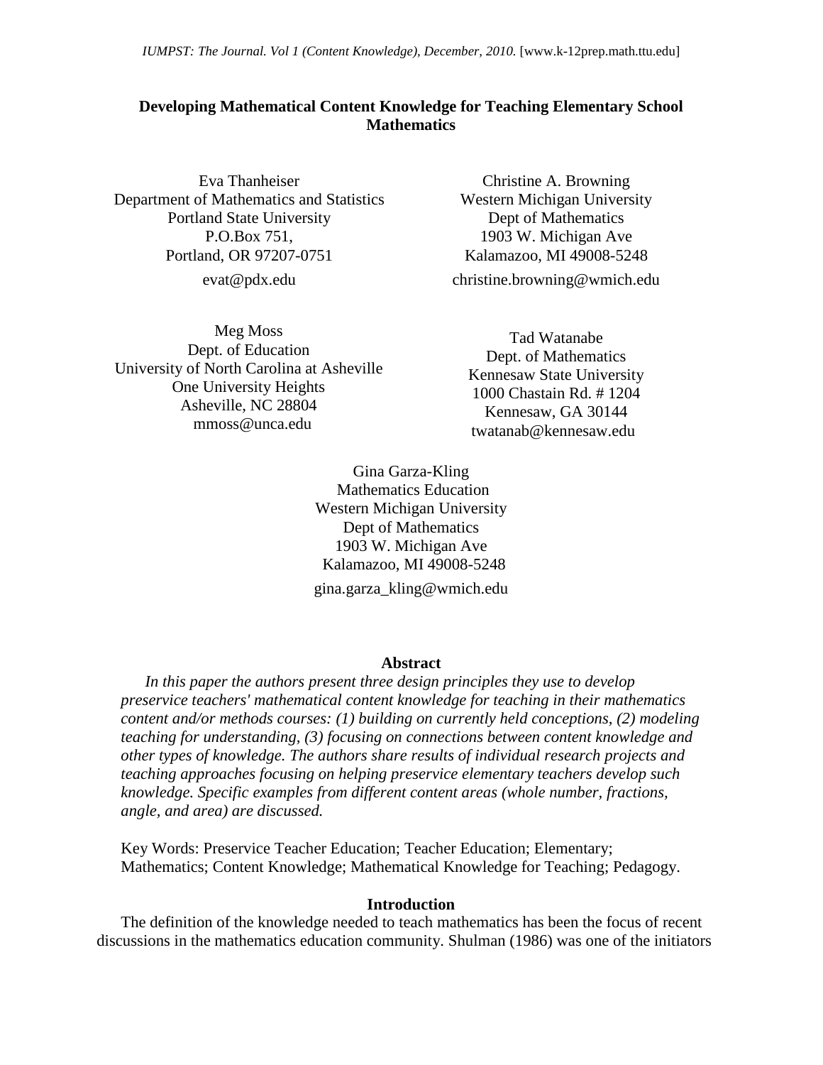# Developing Mathematical Content Knowledge for Teaching Elementary School Mathematics

Eva Thanheiser
Department of Mathematics and Statistics
Portland State University
P.O.Box 751,
Portland, OR 97207-0751
evat@pdx.edu

Christine A. Browning
Western Michigan University
Dept of Mathematics
1903 W. Michigan Ave
Kalamazoo, MI 49008-5248
christine.browning@wmich.edu

Meg Moss
Dept. of Education
University of North Carolina at Asheville
One University Heights
Asheville, NC 28804
mmoss@unca.edu

Tad Watanabe
Dept. of Mathematics
Kennesaw State University
1000 Chastain Rd. # 1204
Kennesaw, GA 30144
twatanab@kennesaw.edu

Gina Garza-Kling
Mathematics Education
Western Michigan University
Dept of Mathematics
1903 W. Michigan Ave
Kalamazoo, MI 49008-5248
gina.garza_kling@wmich.edu

## Abstract

*In this paper the authors present three design principles they use to develop preservice teachers' mathematical content knowledge for teaching in their mathematics content and/or methods courses: (1) building on currently held conceptions, (2) modeling teaching for understanding, (3) focusing on connections between content knowledge and other types of knowledge. The authors share results of individual research projects and teaching approaches focusing on helping preservice elementary teachers develop such knowledge. Specific examples from different content areas (whole number, fractions, angle, and area) are discussed.*

Key Words: Preservice Teacher Education; Teacher Education; Elementary; Mathematics; Content Knowledge; Mathematical Knowledge for Teaching; Pedagogy.

## Introduction

The definition of the knowledge needed to teach mathematics has been the focus of recent discussions in the mathematics education community. Shulman (1986) was one of the initiators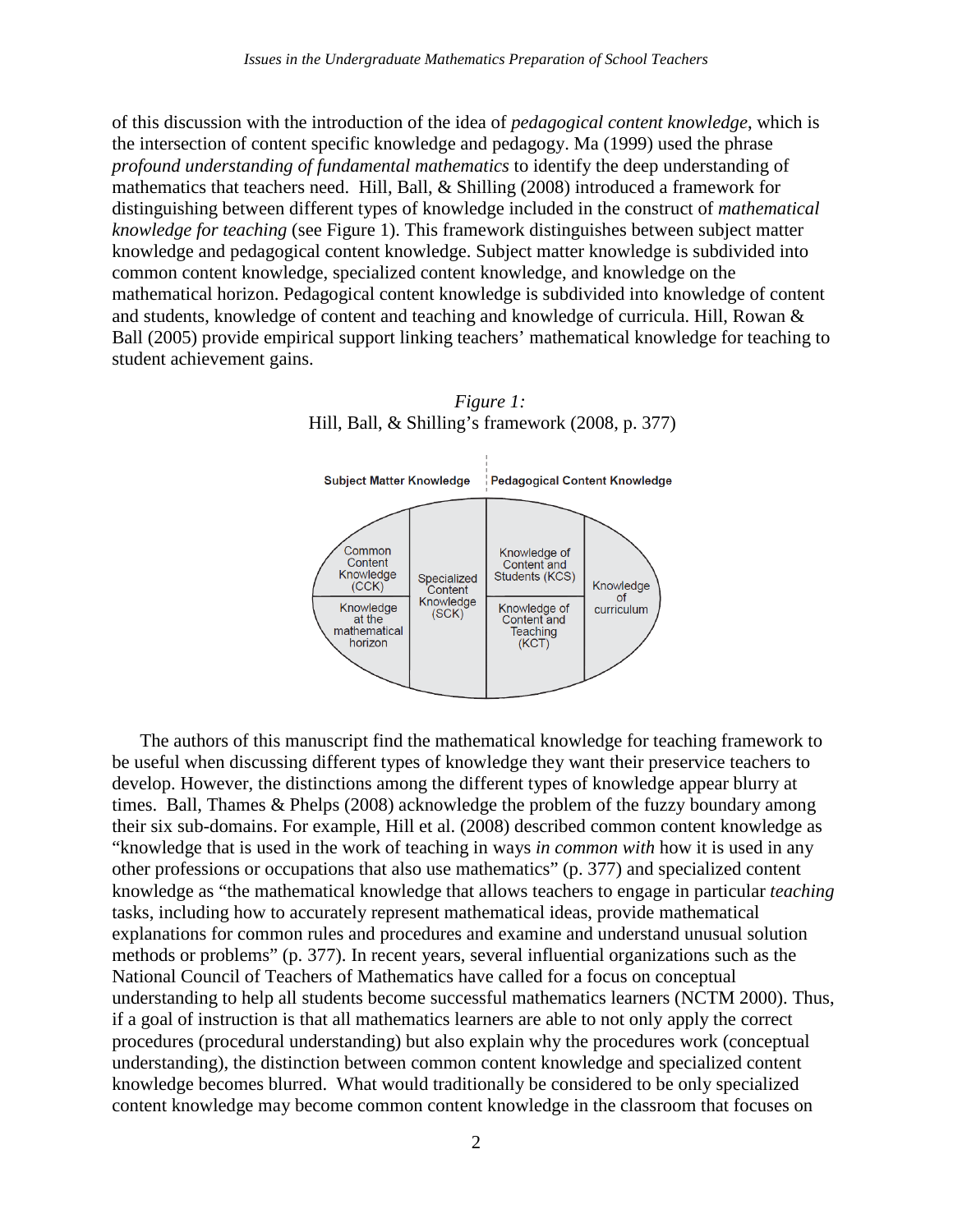of this discussion with the introduction of the idea of *pedagogical content knowledge*, which is the intersection of content specific knowledge and pedagogy. Ma (1999) used the phrase *profound understanding of fundamental mathematics* to identify the deep understanding of mathematics that teachers need. Hill, Ball, & Shilling (2008) introduced a framework for distinguishing between different types of knowledge included in the construct of *mathematical knowledge for teaching* (see Figure 1). This framework distinguishes between subject matter knowledge and pedagogical content knowledge. Subject matter knowledge is subdivided into common content knowledge, specialized content knowledge, and knowledge on the mathematical horizon. Pedagogical content knowledge is subdivided into knowledge of content and students, knowledge of content and teaching and knowledge of curricula. Hill, Rowan & Ball (2005) provide empirical support linking teachers' mathematical knowledge for teaching to student achievement gains.

*Figure 1:*
Hill, Ball, & Shilling's framework (2008, p. 377)

Subject Matter Knowledge | Pedagogical Content Knowledge

Common Content Knowledge (CCK)
Knowledge at the mathematical horizon
Specialized Content Knowledge (SCK)
Knowledge of Content and Students (KCS)
Knowledge of Content and Teaching (KCT)
Knowledge of curriculum

The authors of this manuscript find the mathematical knowledge for teaching framework to be useful when discussing different types of knowledge they want their preservice teachers to develop. However, the distinctions among the different types of knowledge appear blurry at times. Ball, Thames & Phelps (2008) acknowledge the problem of the fuzzy boundary among their six sub-domains. For example, Hill et al. (2008) described common content knowledge as "knowledge that is used in the work of teaching in ways *in common with* how it is used in any other professions or occupations that also use mathematics" (p. 377) and specialized content knowledge as "the mathematical knowledge that allows teachers to engage in particular *teaching* tasks, including how to accurately represent mathematical ideas, provide mathematical explanations for common rules and procedures and examine and understand unusual solution methods or problems" (p. 377). In recent years, several influential organizations such as the National Council of Teachers of Mathematics have called for a focus on conceptual understanding to help all students become successful mathematics learners (NCTM 2000). Thus, if a goal of instruction is that all mathematics learners are able to not only apply the correct procedures (procedural understanding) but also explain why the procedures work (conceptual understanding), the distinction between common content knowledge and specialized content knowledge becomes blurred. What would traditionally be considered to be only specialized content knowledge may become common content knowledge in the classroom that focuses on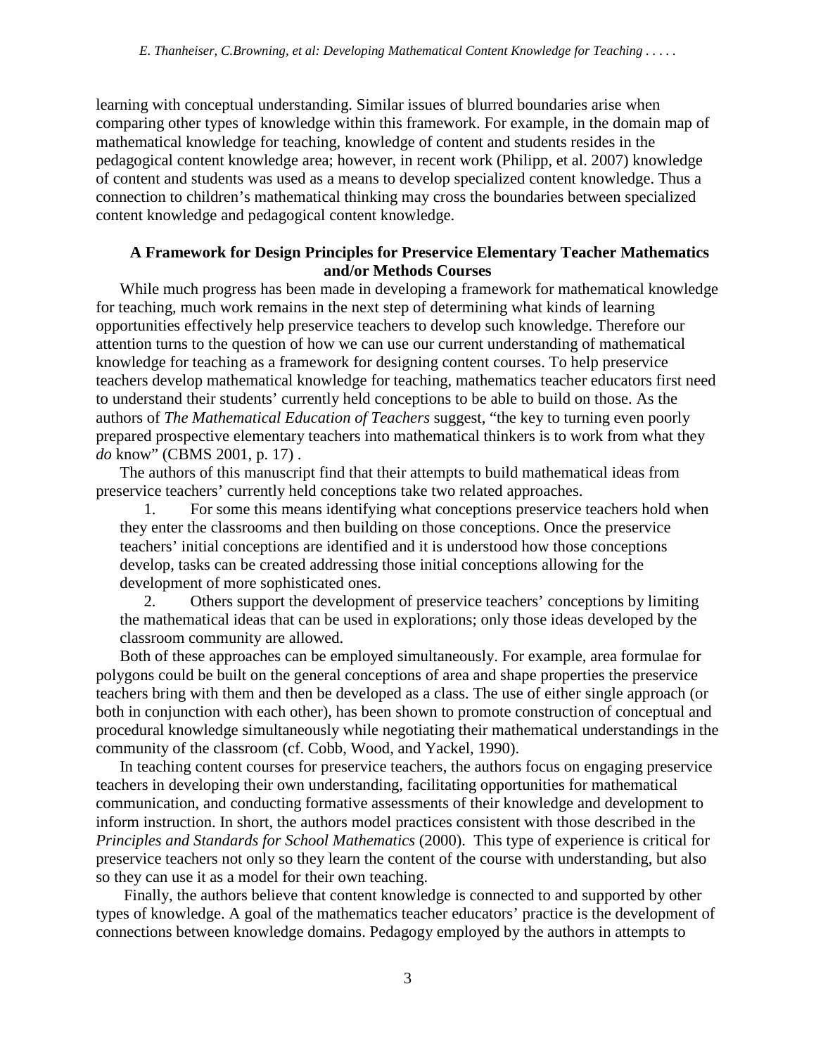learning with conceptual understanding. Similar issues of blurred boundaries arise when comparing other types of knowledge within this framework. For example, in the domain map of mathematical knowledge for teaching, knowledge of content and students resides in the pedagogical content knowledge area; however, in recent work (Philipp, et al. 2007) knowledge of content and students was used as a means to develop specialized content knowledge. Thus a connection to children's mathematical thinking may cross the boundaries between specialized content knowledge and pedagogical content knowledge.

## A Framework for Design Principles for Preservice Elementary Teacher Mathematics and/or Methods Courses

While much progress has been made in developing a framework for mathematical knowledge for teaching, much work remains in the next step of determining what kinds of learning opportunities effectively help preservice teachers to develop such knowledge. Therefore our attention turns to the question of how we can use our current understanding of mathematical knowledge for teaching as a framework for designing content courses. To help preservice teachers develop mathematical knowledge for teaching, mathematics teacher educators first need to understand their students' currently held conceptions to be able to build on those. As the authors of *The Mathematical Education of Teachers* suggest, "the key to turning even poorly prepared prospective elementary teachers into mathematical thinkers is to work from what they *do* know" (CBMS 2001, p. 17) .

The authors of this manuscript find that their attempts to build mathematical ideas from preservice teachers' currently held conceptions take two related approaches.

1. For some this means identifying what conceptions preservice teachers hold when they enter the classrooms and then building on those conceptions. Once the preservice teachers' initial conceptions are identified and it is understood how those conceptions develop, tasks can be created addressing those initial conceptions allowing for the development of more sophisticated ones.
2. Others support the development of preservice teachers' conceptions by limiting the mathematical ideas that can be used in explorations; only those ideas developed by the classroom community are allowed.

Both of these approaches can be employed simultaneously. For example, area formulae for polygons could be built on the general conceptions of area and shape properties the preservice teachers bring with them and then be developed as a class. The use of either single approach (or both in conjunction with each other), has been shown to promote construction of conceptual and procedural knowledge simultaneously while negotiating their mathematical understandings in the community of the classroom (cf. Cobb, Wood, and Yackel, 1990).

In teaching content courses for preservice teachers, the authors focus on engaging preservice teachers in developing their own understanding, facilitating opportunities for mathematical communication, and conducting formative assessments of their knowledge and development to inform instruction. In short, the authors model practices consistent with those described in the *Principles and Standards for School Mathematics* (2000). This type of experience is critical for preservice teachers not only so they learn the content of the course with understanding, but also so they can use it as a model for their own teaching.

Finally, the authors believe that content knowledge is connected to and supported by other types of knowledge. A goal of the mathematics teacher educators' practice is the development of connections between knowledge domains. Pedagogy employed by the authors in attempts to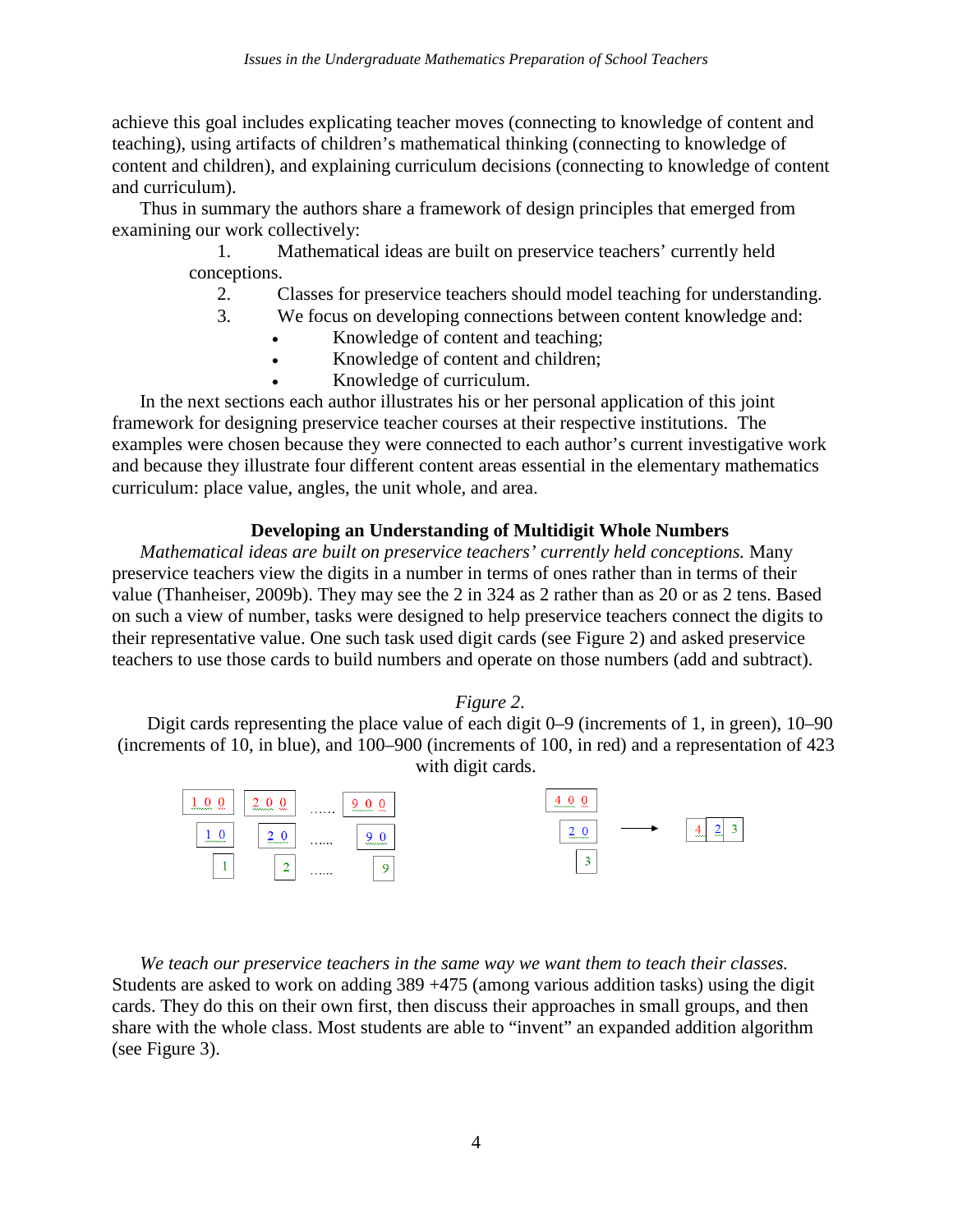achieve this goal includes explicating teacher moves (connecting to knowledge of content and teaching), using artifacts of children's mathematical thinking (connecting to knowledge of content and children), and explaining curriculum decisions (connecting to knowledge of content and curriculum).

Thus in summary the authors share a framework of design principles that emerged from examining our work collectively:

1. Mathematical ideas are built on preservice teachers' currently held conceptions.
2. Classes for preservice teachers should model teaching for understanding.
3. We focus on developing connections between content knowledge and:
   - Knowledge of content and teaching;
   - Knowledge of content and children;
   - Knowledge of curriculum.

In the next sections each author illustrates his or her personal application of this joint framework for designing preservice teacher courses at their respective institutions. The examples were chosen because they were connected to each author's current investigative work and because they illustrate four different content areas essential in the elementary mathematics curriculum: place value, angles, the unit whole, and area.

## Developing an Understanding of Multidigit Whole Numbers

*Mathematical ideas are built on preservice teachers' currently held conceptions.* Many preservice teachers view the digits in a number in terms of ones rather than in terms of their value (Thanheiser, 2009b). They may see the 2 in 324 as 2 rather than as 20 or as 2 tens. Based on such a view of number, tasks were designed to help preservice teachers connect the digits to their representative value. One such task used digit cards (see Figure 2) and asked preservice teachers to use those cards to build numbers and operate on those numbers (add and subtract).

*Figure 2.*

Digit cards representing the place value of each digit 0–9 (increments of 1, in green), 10–90 (increments of 10, in blue), and 100–900 (increments of 100, in red) and a representation of 423 with digit cards.

| 100 | 200 | …… | 900 |
|---|---|---|---|
| 10 | 20 | …… | 90 |
| 1 | 2 | …… | 9 |

400, 20, 3 → 423

*We teach our preservice teachers in the same way we want them to teach their classes.* Students are asked to work on adding 389 +475 (among various addition tasks) using the digit cards. They do this on their own first, then discuss their approaches in small groups, and then share with the whole class. Most students are able to "invent" an expanded addition algorithm (see Figure 3).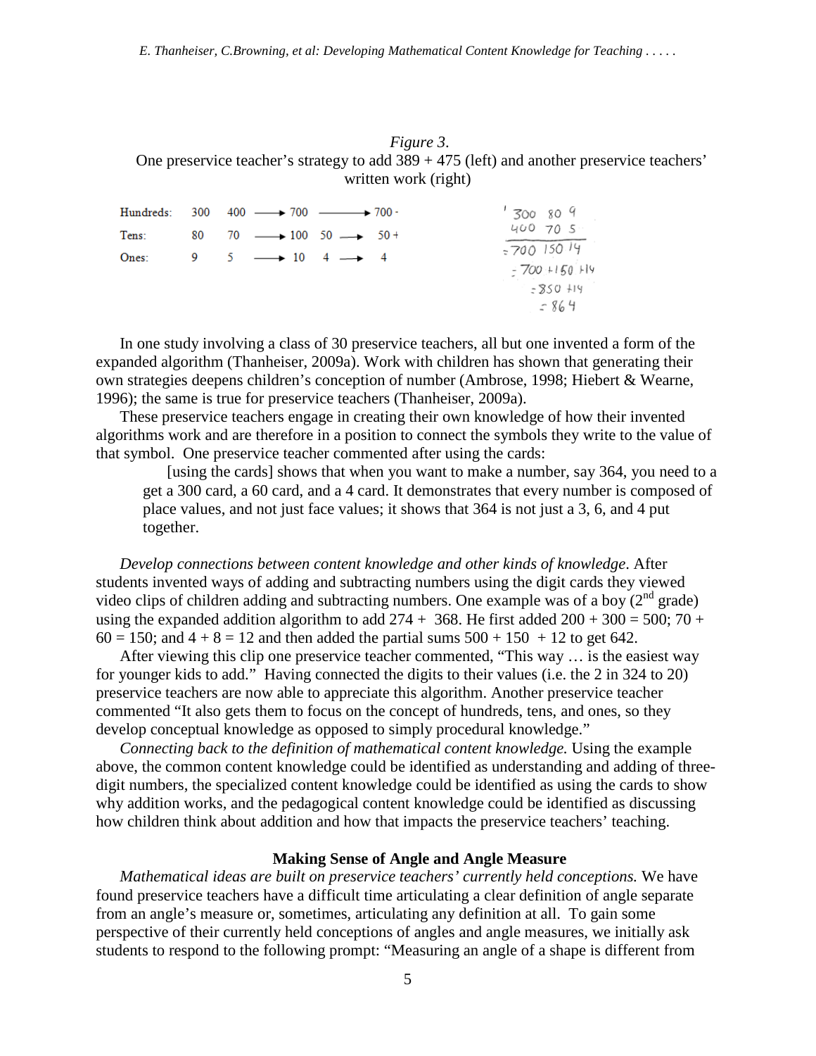*Figure 3*.
One preservice teacher's strategy to add 389 + 475 (left) and another preservice teachers' written work (right)

| | | | | | | |
|---|---|---|---|---|---|---|
| Hundreds: | 300 | 400 | ⟶ 700 | | ⟶ | 700 - |
| Tens: | 80 | 70 | ⟶ 100 | 50 | ⟶ | 50 + |
| Ones: | 9 | 5 | ⟶ 10 | 4 | ⟶ | 4 |

```
 300  80  9
 400  70  5
 ----------
=700 150 14
=700 +150 +14
=850 +14
=864
```

In one study involving a class of 30 preservice teachers, all but one invented a form of the expanded algorithm (Thanheiser, 2009a). Work with children has shown that generating their own strategies deepens children's conception of number (Ambrose, 1998; Hiebert & Wearne, 1996); the same is true for preservice teachers (Thanheiser, 2009a).

These preservice teachers engage in creating their own knowledge of how their invented algorithms work and are therefore in a position to connect the symbols they write to the value of that symbol. One preservice teacher commented after using the cards:

> [using the cards] shows that when you want to make a number, say 364, you need to a get a 300 card, a 60 card, and a 4 card. It demonstrates that every number is composed of place values, and not just face values; it shows that 364 is not just a 3, 6, and 4 put together.

*Develop connections between content knowledge and other kinds of knowledge*. After students invented ways of adding and subtracting numbers using the digit cards they viewed video clips of children adding and subtracting numbers. One example was of a boy (2nd grade) using the expanded addition algorithm to add 274 + 368. He first added 200 + 300 = 500; 70 + 60 = 150; and 4 + 8 = 12 and then added the partial sums 500 + 150 + 12 to get 642.

After viewing this clip one preservice teacher commented, "This way … is the easiest way for younger kids to add." Having connected the digits to their values (i.e. the 2 in 324 to 20) preservice teachers are now able to appreciate this algorithm. Another preservice teacher commented "It also gets them to focus on the concept of hundreds, tens, and ones, so they develop conceptual knowledge as opposed to simply procedural knowledge."

*Connecting back to the definition of mathematical content knowledge.* Using the example above, the common content knowledge could be identified as understanding and adding of three-digit numbers, the specialized content knowledge could be identified as using the cards to show why addition works, and the pedagogical content knowledge could be identified as discussing how children think about addition and how that impacts the preservice teachers' teaching.

## Making Sense of Angle and Angle Measure

*Mathematical ideas are built on preservice teachers' currently held conceptions.* We have found preservice teachers have a difficult time articulating a clear definition of angle separate from an angle's measure or, sometimes, articulating any definition at all. To gain some perspective of their currently held conceptions of angles and angle measures, we initially ask students to respond to the following prompt: "Measuring an angle of a shape is different from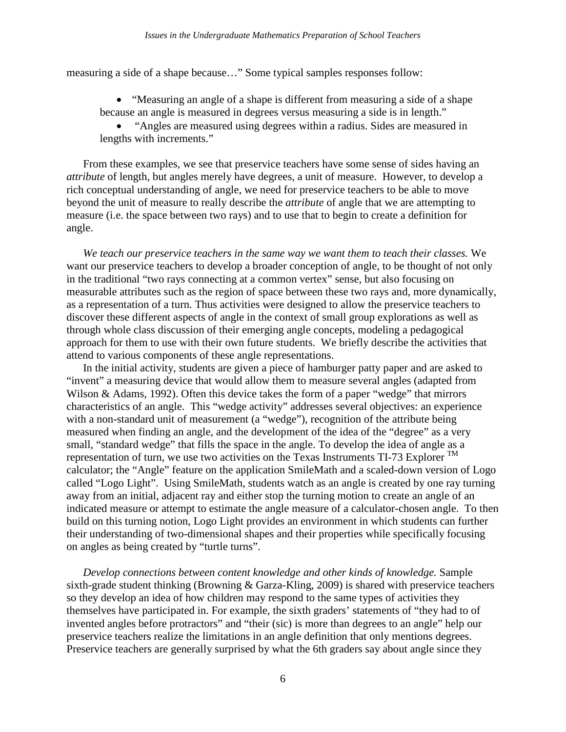measuring a side of a shape because…" Some typical samples responses follow:

- "Measuring an angle of a shape is different from measuring a side of a shape because an angle is measured in degrees versus measuring a side is in length."
- "Angles are measured using degrees within a radius. Sides are measured in lengths with increments."

From these examples, we see that preservice teachers have some sense of sides having an *attribute* of length, but angles merely have degrees, a unit of measure. However, to develop a rich conceptual understanding of angle, we need for preservice teachers to be able to move beyond the unit of measure to really describe the *attribute* of angle that we are attempting to measure (i.e. the space between two rays) and to use that to begin to create a definition for angle.

*We teach our preservice teachers in the same way we want them to teach their classes.* We want our preservice teachers to develop a broader conception of angle, to be thought of not only in the traditional "two rays connecting at a common vertex" sense, but also focusing on measurable attributes such as the region of space between these two rays and, more dynamically, as a representation of a turn. Thus activities were designed to allow the preservice teachers to discover these different aspects of angle in the context of small group explorations as well as through whole class discussion of their emerging angle concepts, modeling a pedagogical approach for them to use with their own future students. We briefly describe the activities that attend to various components of these angle representations.

In the initial activity, students are given a piece of hamburger patty paper and are asked to "invent" a measuring device that would allow them to measure several angles (adapted from Wilson & Adams, 1992). Often this device takes the form of a paper "wedge" that mirrors characteristics of an angle. This "wedge activity" addresses several objectives: an experience with a non-standard unit of measurement (a "wedge"), recognition of the attribute being measured when finding an angle, and the development of the idea of the "degree" as a very small, "standard wedge" that fills the space in the angle. To develop the idea of angle as a representation of turn, we use two activities on the Texas Instruments TI-73 Explorer ™ calculator; the "Angle" feature on the application SmileMath and a scaled-down version of Logo called "Logo Light". Using SmileMath, students watch as an angle is created by one ray turning away from an initial, adjacent ray and either stop the turning motion to create an angle of an indicated measure or attempt to estimate the angle measure of a calculator-chosen angle. To then build on this turning notion, Logo Light provides an environment in which students can further their understanding of two-dimensional shapes and their properties while specifically focusing on angles as being created by "turtle turns".

*Develop connections between content knowledge and other kinds of knowledge.* Sample sixth-grade student thinking (Browning & Garza-Kling, 2009) is shared with preservice teachers so they develop an idea of how children may respond to the same types of activities they themselves have participated in. For example, the sixth graders' statements of "they had to of invented angles before protractors" and "their (sic) is more than degrees to an angle" help our preservice teachers realize the limitations in an angle definition that only mentions degrees. Preservice teachers are generally surprised by what the 6th graders say about angle since they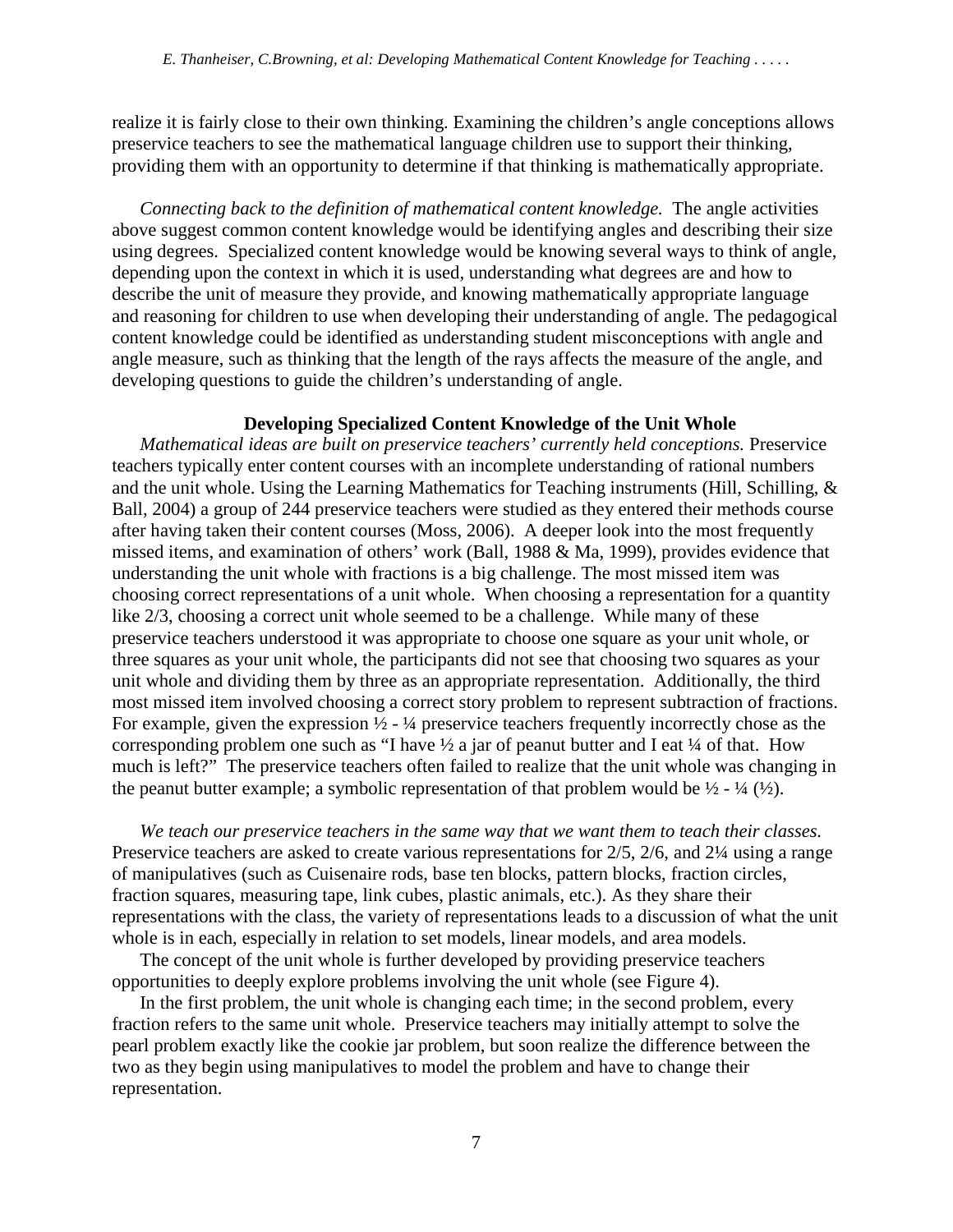realize it is fairly close to their own thinking. Examining the children's angle conceptions allows preservice teachers to see the mathematical language children use to support their thinking, providing them with an opportunity to determine if that thinking is mathematically appropriate.

*Connecting back to the definition of mathematical content knowledge.* The angle activities above suggest common content knowledge would be identifying angles and describing their size using degrees. Specialized content knowledge would be knowing several ways to think of angle, depending upon the context in which it is used, understanding what degrees are and how to describe the unit of measure they provide, and knowing mathematically appropriate language and reasoning for children to use when developing their understanding of angle. The pedagogical content knowledge could be identified as understanding student misconceptions with angle and angle measure, such as thinking that the length of the rays affects the measure of the angle, and developing questions to guide the children's understanding of angle.

### Developing Specialized Content Knowledge of the Unit Whole

*Mathematical ideas are built on preservice teachers' currently held conceptions.* Preservice teachers typically enter content courses with an incomplete understanding of rational numbers and the unit whole. Using the Learning Mathematics for Teaching instruments (Hill, Schilling, & Ball, 2004) a group of 244 preservice teachers were studied as they entered their methods course after having taken their content courses (Moss, 2006). A deeper look into the most frequently missed items, and examination of others' work (Ball, 1988 & Ma, 1999), provides evidence that understanding the unit whole with fractions is a big challenge. The most missed item was choosing correct representations of a unit whole. When choosing a representation for a quantity like 2/3, choosing a correct unit whole seemed to be a challenge. While many of these preservice teachers understood it was appropriate to choose one square as your unit whole, or three squares as your unit whole, the participants did not see that choosing two squares as your unit whole and dividing them by three as an appropriate representation. Additionally, the third most missed item involved choosing a correct story problem to represent subtraction of fractions. For example, given the expression ½ - ¼ preservice teachers frequently incorrectly chose as the corresponding problem one such as "I have ½ a jar of peanut butter and I eat ¼ of that. How much is left?" The preservice teachers often failed to realize that the unit whole was changing in the peanut butter example; a symbolic representation of that problem would be ½ - ¼ (½).

*We teach our preservice teachers in the same way that we want them to teach their classes.* Preservice teachers are asked to create various representations for 2/5, 2/6, and 2¼ using a range of manipulatives (such as Cuisenaire rods, base ten blocks, pattern blocks, fraction circles, fraction squares, measuring tape, link cubes, plastic animals, etc.). As they share their representations with the class, the variety of representations leads to a discussion of what the unit whole is in each, especially in relation to set models, linear models, and area models.

The concept of the unit whole is further developed by providing preservice teachers opportunities to deeply explore problems involving the unit whole (see Figure 4).

In the first problem, the unit whole is changing each time; in the second problem, every fraction refers to the same unit whole. Preservice teachers may initially attempt to solve the pearl problem exactly like the cookie jar problem, but soon realize the difference between the two as they begin using manipulatives to model the problem and have to change their representation.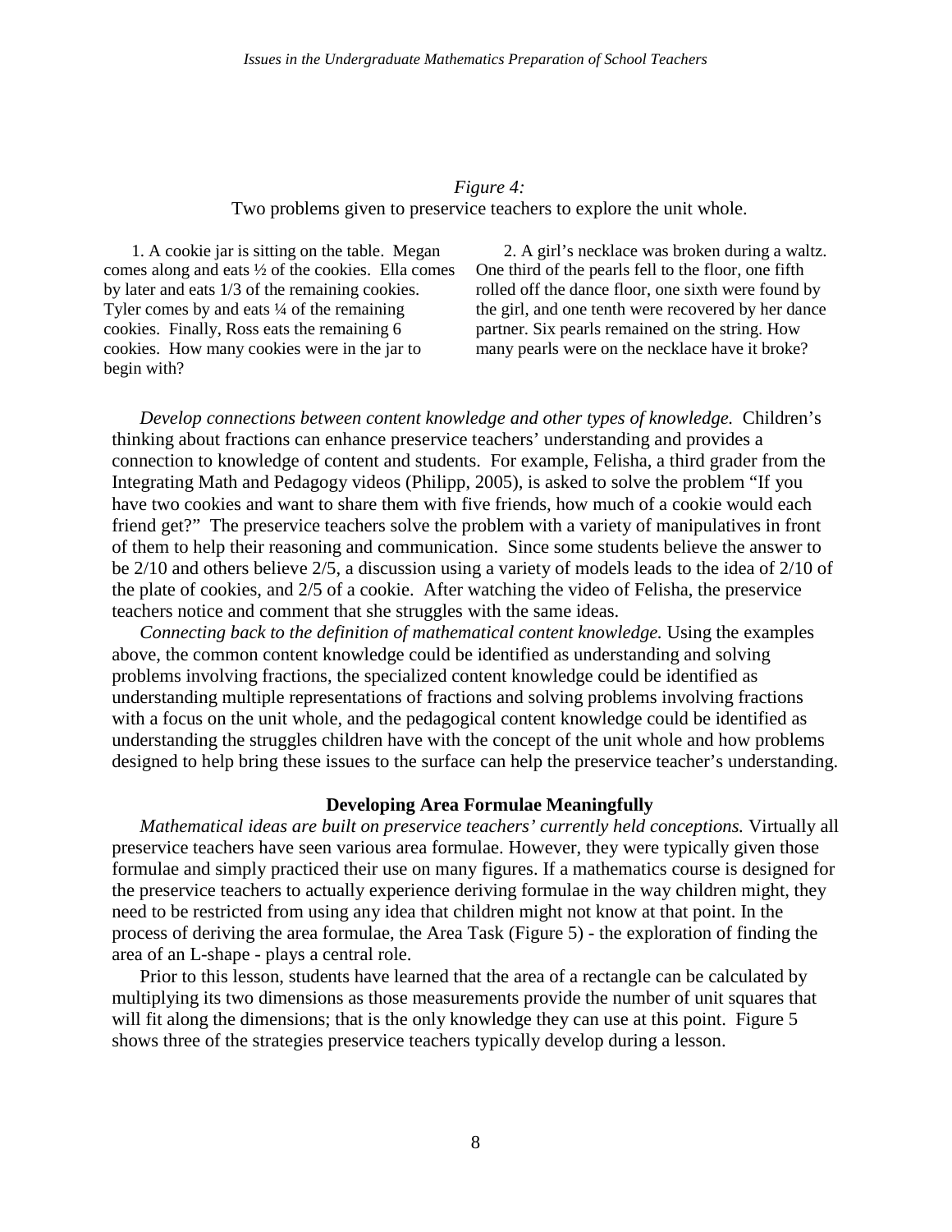*Figure 4:*
Two problems given to preservice teachers to explore the unit whole.

1. A cookie jar is sitting on the table. Megan comes along and eats ½ of the cookies. Ella comes by later and eats 1/3 of the remaining cookies. Tyler comes by and eats ¼ of the remaining cookies. Finally, Ross eats the remaining 6 cookies. How many cookies were in the jar to begin with?

2. A girl's necklace was broken during a waltz. One third of the pearls fell to the floor, one fifth rolled off the dance floor, one sixth were found by the girl, and one tenth were recovered by her dance partner. Six pearls remained on the string. How many pearls were on the necklace have it broke?

*Develop connections between content knowledge and other types of knowledge.* Children's thinking about fractions can enhance preservice teachers' understanding and provides a connection to knowledge of content and students. For example, Felisha, a third grader from the Integrating Math and Pedagogy videos (Philipp, 2005), is asked to solve the problem "If you have two cookies and want to share them with five friends, how much of a cookie would each friend get?" The preservice teachers solve the problem with a variety of manipulatives in front of them to help their reasoning and communication. Since some students believe the answer to be 2/10 and others believe 2/5, a discussion using a variety of models leads to the idea of 2/10 of the plate of cookies, and 2/5 of a cookie. After watching the video of Felisha, the preservice teachers notice and comment that she struggles with the same ideas.

*Connecting back to the definition of mathematical content knowledge.* Using the examples above, the common content knowledge could be identified as understanding and solving problems involving fractions, the specialized content knowledge could be identified as understanding multiple representations of fractions and solving problems involving fractions with a focus on the unit whole, and the pedagogical content knowledge could be identified as understanding the struggles children have with the concept of the unit whole and how problems designed to help bring these issues to the surface can help the preservice teacher's understanding.

## Developing Area Formulae Meaningfully

*Mathematical ideas are built on preservice teachers' currently held conceptions.* Virtually all preservice teachers have seen various area formulae. However, they were typically given those formulae and simply practiced their use on many figures. If a mathematics course is designed for the preservice teachers to actually experience deriving formulae in the way children might, they need to be restricted from using any idea that children might not know at that point. In the process of deriving the area formulae, the Area Task (Figure 5) - the exploration of finding the area of an L-shape - plays a central role.

Prior to this lesson, students have learned that the area of a rectangle can be calculated by multiplying its two dimensions as those measurements provide the number of unit squares that will fit along the dimensions; that is the only knowledge they can use at this point. Figure 5 shows three of the strategies preservice teachers typically develop during a lesson.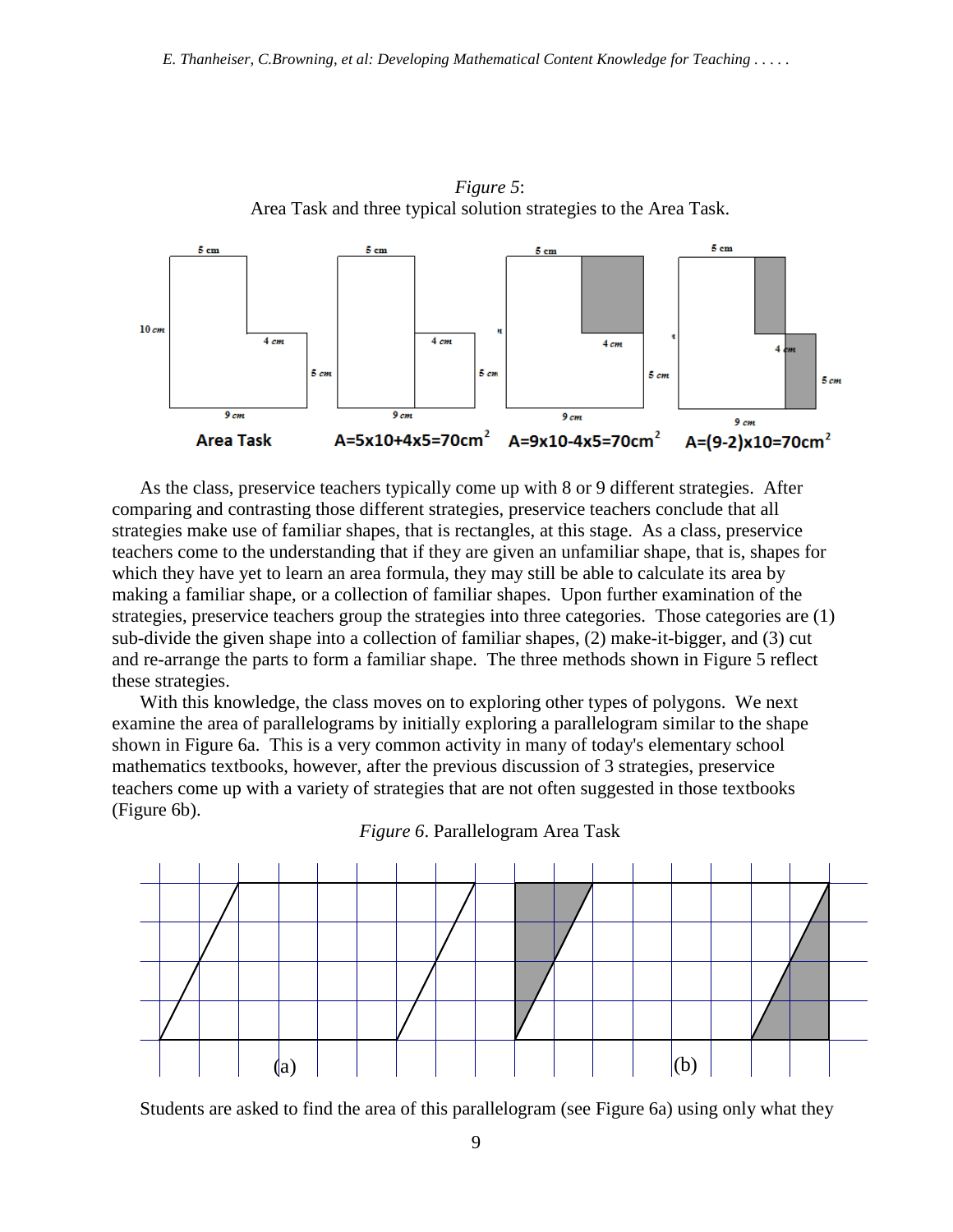*Figure 5*:
Area Task and three typical solution strategies to the Area Task.

**Area Task** $A=5x10+4x5=70cm^2$ $A=9x10-4x5=70cm^2$ $A=(9-2)x10=70cm^2$

As the class, preservice teachers typically come up with 8 or 9 different strategies. After comparing and contrasting those different strategies, preservice teachers conclude that all strategies make use of familiar shapes, that is rectangles, at this stage. As a class, preservice teachers come to the understanding that if they are given an unfamiliar shape, that is, shapes for which they have yet to learn an area formula, they may still be able to calculate its area by making a familiar shape, or a collection of familiar shapes. Upon further examination of the strategies, preservice teachers group the strategies into three categories. Those categories are (1) sub-divide the given shape into a collection of familiar shapes, (2) make-it-bigger, and (3) cut and re-arrange the parts to form a familiar shape. The three methods shown in Figure 5 reflect these strategies.

With this knowledge, the class moves on to exploring other types of polygons. We next examine the area of parallelograms by initially exploring a parallelogram similar to the shape shown in Figure 6a. This is a very common activity in many of today's elementary school mathematics textbooks, however, after the previous discussion of 3 strategies, preservice teachers come up with a variety of strategies that are not often suggested in those textbooks (Figure 6b).

*Figure 6*. Parallelogram Area Task

(a) (b)

Students are asked to find the area of this parallelogram (see Figure 6a) using only what they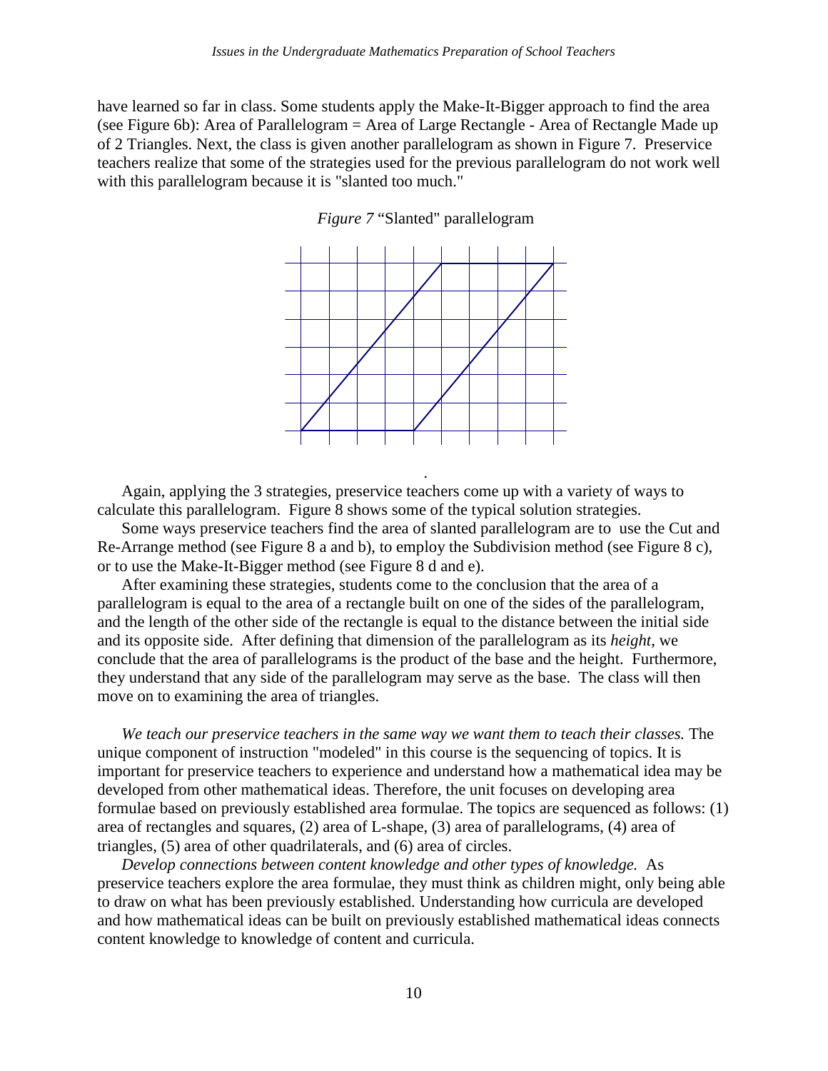have learned so far in class. Some students apply the Make-It-Bigger approach to find the area (see Figure 6b): Area of Parallelogram = Area of Large Rectangle - Area of Rectangle Made up of 2 Triangles. Next, the class is given another parallelogram as shown in Figure 7. Preservice teachers realize that some of the strategies used for the previous parallelogram do not work well with this parallelogram because it is "slanted too much."

*Figure 7* "Slanted" parallelogram

Again, applying the 3 strategies, preservice teachers come up with a variety of ways to calculate this parallelogram. Figure 8 shows some of the typical solution strategies.

Some ways preservice teachers find the area of slanted parallelogram are to use the Cut and Re-Arrange method (see Figure 8 a and b), to employ the Subdivision method (see Figure 8 c), or to use the Make-It-Bigger method (see Figure 8 d and e).

After examining these strategies, students come to the conclusion that the area of a parallelogram is equal to the area of a rectangle built on one of the sides of the parallelogram, and the length of the other side of the rectangle is equal to the distance between the initial side and its opposite side. After defining that dimension of the parallelogram as its *height*, we conclude that the area of parallelograms is the product of the base and the height. Furthermore, they understand that any side of the parallelogram may serve as the base. The class will then move on to examining the area of triangles.

*We teach our preservice teachers in the same way we want them to teach their classes.* The unique component of instruction "modeled" in this course is the sequencing of topics. It is important for preservice teachers to experience and understand how a mathematical idea may be developed from other mathematical ideas. Therefore, the unit focuses on developing area formulae based on previously established area formulae. The topics are sequenced as follows: (1) area of rectangles and squares, (2) area of L-shape, (3) area of parallelograms, (4) area of triangles, (5) area of other quadrilaterals, and (6) area of circles.

*Develop connections between content knowledge and other types of knowledge.* As preservice teachers explore the area formulae, they must think as children might, only being able to draw on what has been previously established. Understanding how curricula are developed and how mathematical ideas can be built on previously established mathematical ideas connects content knowledge to knowledge of content and curricula.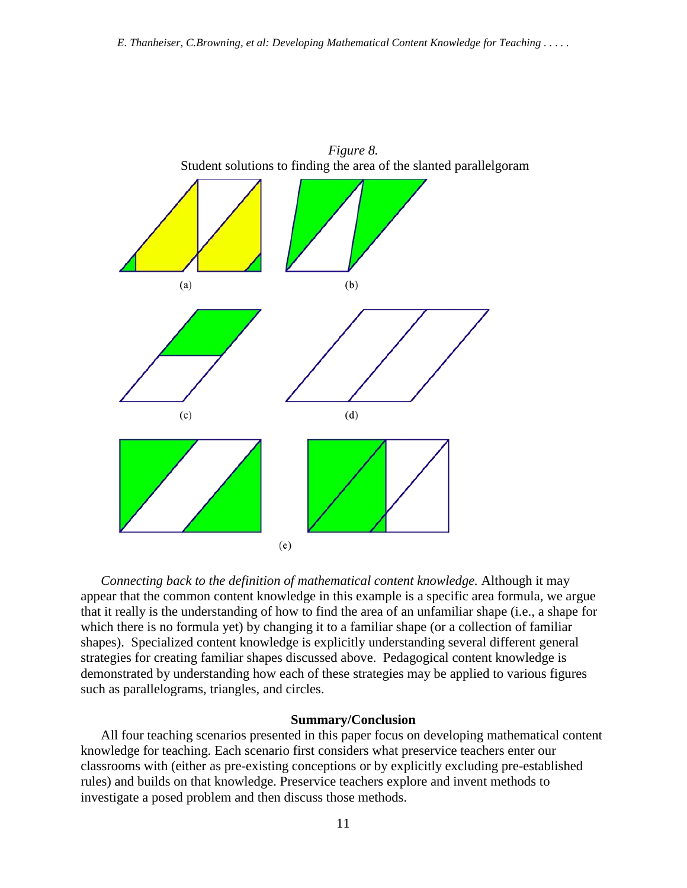*Figure 8.*
Student solutions to finding the area of the slanted parallelgoram

(a) (b)

(c) (d)

(e)

*Connecting back to the definition of mathematical content knowledge.* Although it may appear that the common content knowledge in this example is a specific area formula, we argue that it really is the understanding of how to find the area of an unfamiliar shape (i.e., a shape for which there is no formula yet) by changing it to a familiar shape (or a collection of familiar shapes). Specialized content knowledge is explicitly understanding several different general strategies for creating familiar shapes discussed above. Pedagogical content knowledge is demonstrated by understanding how each of these strategies may be applied to various figures such as parallelograms, triangles, and circles.

**Summary/Conclusion**

All four teaching scenarios presented in this paper focus on developing mathematical content knowledge for teaching. Each scenario first considers what preservice teachers enter our classrooms with (either as pre-existing conceptions or by explicitly excluding pre-established rules) and builds on that knowledge. Preservice teachers explore and invent methods to investigate a posed problem and then discuss those methods.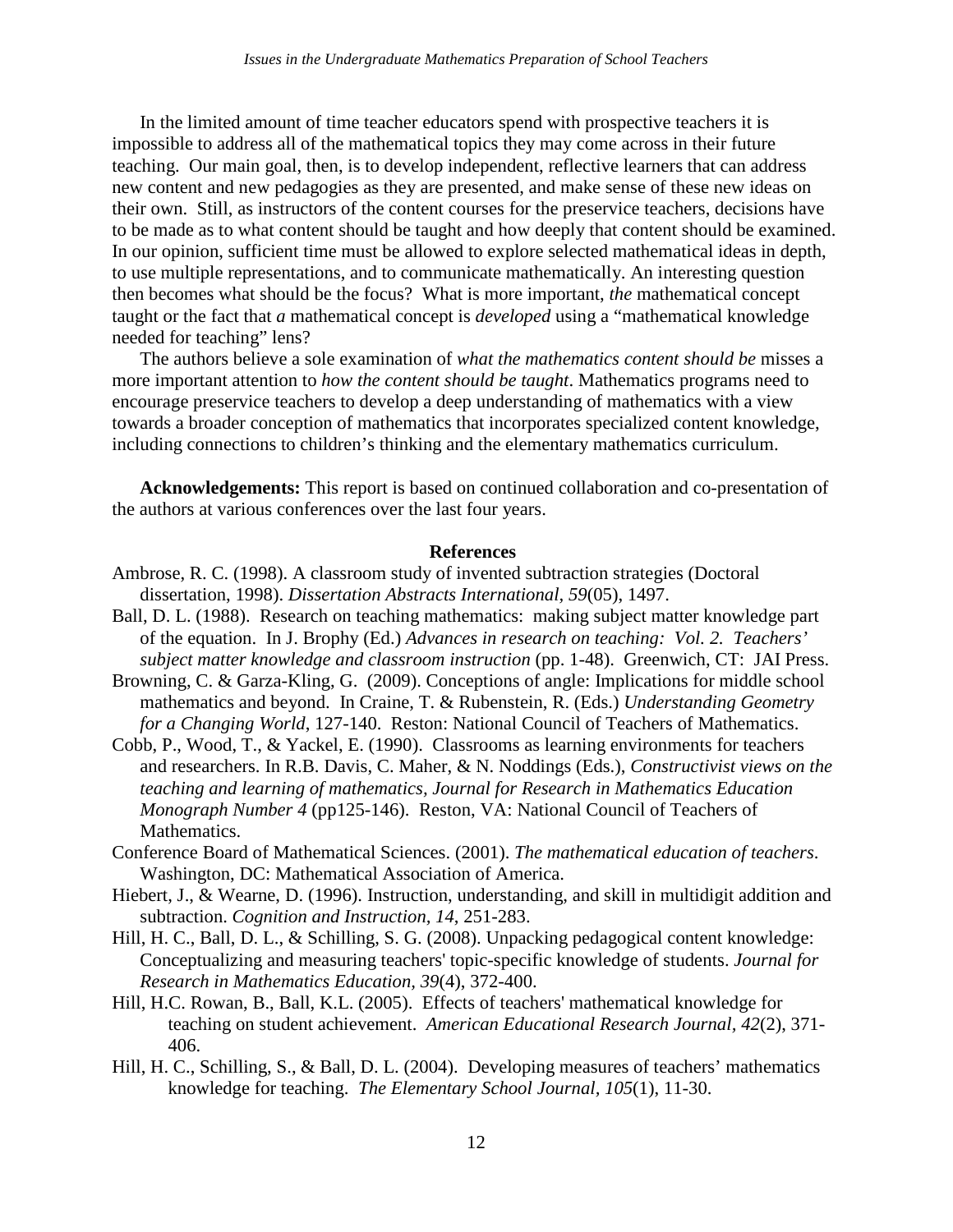In the limited amount of time teacher educators spend with prospective teachers it is impossible to address all of the mathematical topics they may come across in their future teaching. Our main goal, then, is to develop independent, reflective learners that can address new content and new pedagogies as they are presented, and make sense of these new ideas on their own. Still, as instructors of the content courses for the preservice teachers, decisions have to be made as to what content should be taught and how deeply that content should be examined. In our opinion, sufficient time must be allowed to explore selected mathematical ideas in depth, to use multiple representations, and to communicate mathematically. An interesting question then becomes what should be the focus? What is more important, *the* mathematical concept taught or the fact that *a* mathematical concept is *developed* using a "mathematical knowledge needed for teaching" lens?

The authors believe a sole examination of *what the mathematics content should be* misses a more important attention to *how the content should be taught*. Mathematics programs need to encourage preservice teachers to develop a deep understanding of mathematics with a view towards a broader conception of mathematics that incorporates specialized content knowledge, including connections to children's thinking and the elementary mathematics curriculum.

**Acknowledgements:** This report is based on continued collaboration and co-presentation of the authors at various conferences over the last four years.

## References

Ambrose, R. C. (1998). A classroom study of invented subtraction strategies (Doctoral dissertation, 1998). *Dissertation Abstracts International, 59*(05), 1497.

Ball, D. L. (1988). Research on teaching mathematics: making subject matter knowledge part of the equation. In J. Brophy (Ed.) *Advances in research on teaching: Vol. 2. Teachers' subject matter knowledge and classroom instruction* (pp. 1-48). Greenwich, CT: JAI Press.

Browning, C. & Garza-Kling, G. (2009). Conceptions of angle: Implications for middle school mathematics and beyond. In Craine, T. & Rubenstein, R. (Eds.) *Understanding Geometry for a Changing World*, 127-140. Reston: National Council of Teachers of Mathematics.

Cobb, P., Wood, T., & Yackel, E. (1990). Classrooms as learning environments for teachers and researchers. In R.B. Davis, C. Maher, & N. Noddings (Eds.), *Constructivist views on the teaching and learning of mathematics, Journal for Research in Mathematics Education Monograph Number 4* (pp125-146). Reston, VA: National Council of Teachers of Mathematics.

Conference Board of Mathematical Sciences. (2001). *The mathematical education of teachers*. Washington, DC: Mathematical Association of America.

Hiebert, J., & Wearne, D. (1996). Instruction, understanding, and skill in multidigit addition and subtraction. *Cognition and Instruction, 14*, 251-283.

Hill, H. C., Ball, D. L., & Schilling, S. G. (2008). Unpacking pedagogical content knowledge: Conceptualizing and measuring teachers' topic-specific knowledge of students. *Journal for Research in Mathematics Education, 39*(4), 372-400.

Hill, H.C. Rowan, B., Ball, K.L. (2005). Effects of teachers' mathematical knowledge for teaching on student achievement. *American Educational Research Journal, 42*(2), 371-406.

Hill, H. C., Schilling, S., & Ball, D. L. (2004). Developing measures of teachers' mathematics knowledge for teaching. *The Elementary School Journal, 105*(1), 11-30.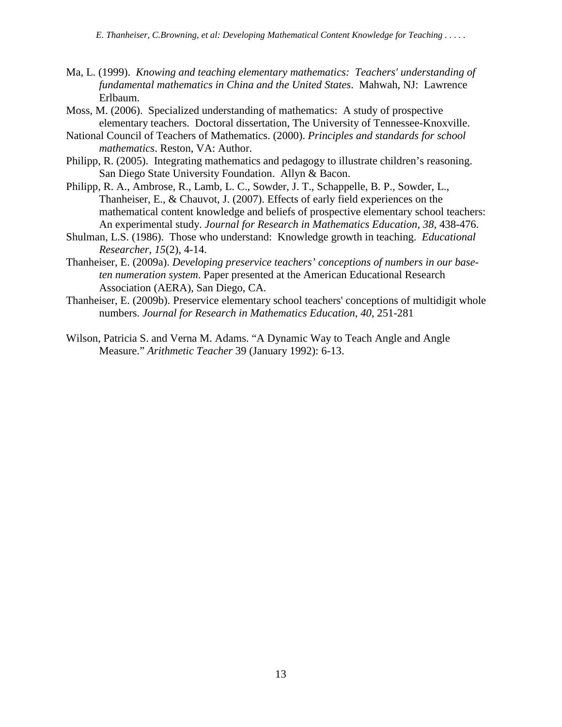Ma, L. (1999). *Knowing and teaching elementary mathematics: Teachers' understanding of fundamental mathematics in China and the United States*. Mahwah, NJ: Lawrence Erlbaum.

Moss, M. (2006). Specialized understanding of mathematics: A study of prospective elementary teachers. Doctoral dissertation, The University of Tennessee-Knoxville.

National Council of Teachers of Mathematics. (2000). *Principles and standards for school mathematics*. Reston, VA: Author.

Philipp, R. (2005). Integrating mathematics and pedagogy to illustrate children's reasoning. San Diego State University Foundation. Allyn & Bacon.

Philipp, R. A., Ambrose, R., Lamb, L. C., Sowder, J. T., Schappelle, B. P., Sowder, L., Thanheiser, E., & Chauvot, J. (2007). Effects of early field experiences on the mathematical content knowledge and beliefs of prospective elementary school teachers: An experimental study. *Journal for Research in Mathematics Education*, *38*, 438-476.

Shulman, L.S. (1986). Those who understand: Knowledge growth in teaching. *Educational Researcher, 15*(2), 4-14.

Thanheiser, E. (2009a). *Developing preservice teachers' conceptions of numbers in our base-ten numeration system.* Paper presented at the American Educational Research Association (AERA), San Diego, CA.

Thanheiser, E. (2009b). Preservice elementary school teachers' conceptions of multidigit whole numbers. *Journal for Research in Mathematics Education, 40*, 251-281

Wilson, Patricia S. and Verna M. Adams. "A Dynamic Way to Teach Angle and Angle Measure." *Arithmetic Teacher* 39 (January 1992): 6-13.